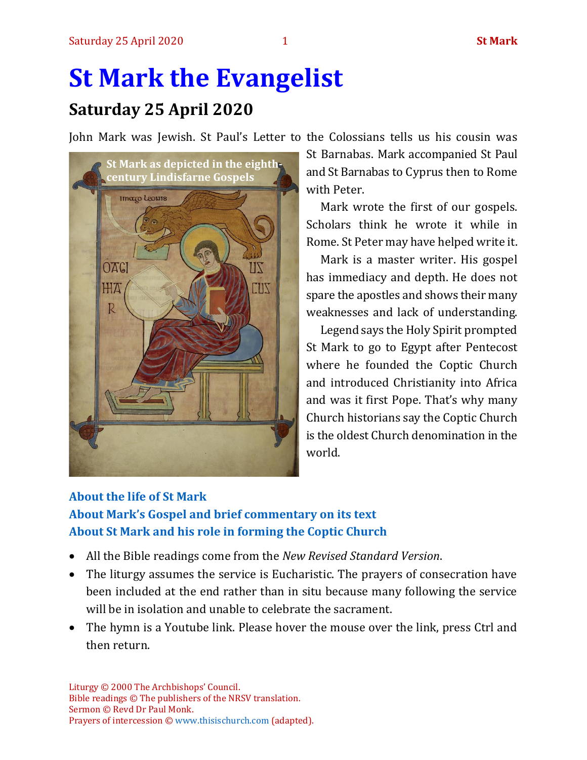# St Mark the Evangelist

## Saturday 25 April 2020

John Mark was Jewish. St Paul's Letter to the Colossians tells us his cousin was St Barnabas. Mark accompanied St Paul and St Barnabas to Cyprus then to Rome with Peter.

St Mark as depicted in the eighth-century Lindisfarne Gospels

Mark wrote the first of our gospels. Scholars think he wrote it while in Rome. St Peter may have helped write it.

Mark is a master writer. His gospel has immediacy and depth. He does not spare the apostles and shows their many weaknesses and lack of understanding.

Legend says the Holy Spirit prompted St Mark to go to Egypt after Pentecost where he founded the Coptic Church and introduced Christianity into Africa and was it first Pope. That's why many Church historians say the Coptic Church is the oldest Church denomination in the world.

**About the life of St Mark**
**About Mark's Gospel and brief commentary on its text**
**About St Mark and his role in forming the Coptic Church**

- All the Bible readings come from the *New Revised Standard Version*.
- The liturgy assumes the service is Eucharistic. The prayers of consecration have been included at the end rather than in situ because many following the service will be in isolation and unable to celebrate the sacrament.
- The hymn is a Youtube link. Please hover the mouse over the link, press Ctrl and then return.

Liturgy © 2000 The Archbishops' Council.
Bible readings © The publishers of the NRSV translation.
Sermon © Revd Dr Paul Monk.
Prayers of intercession © www.thisischurch.com (adapted).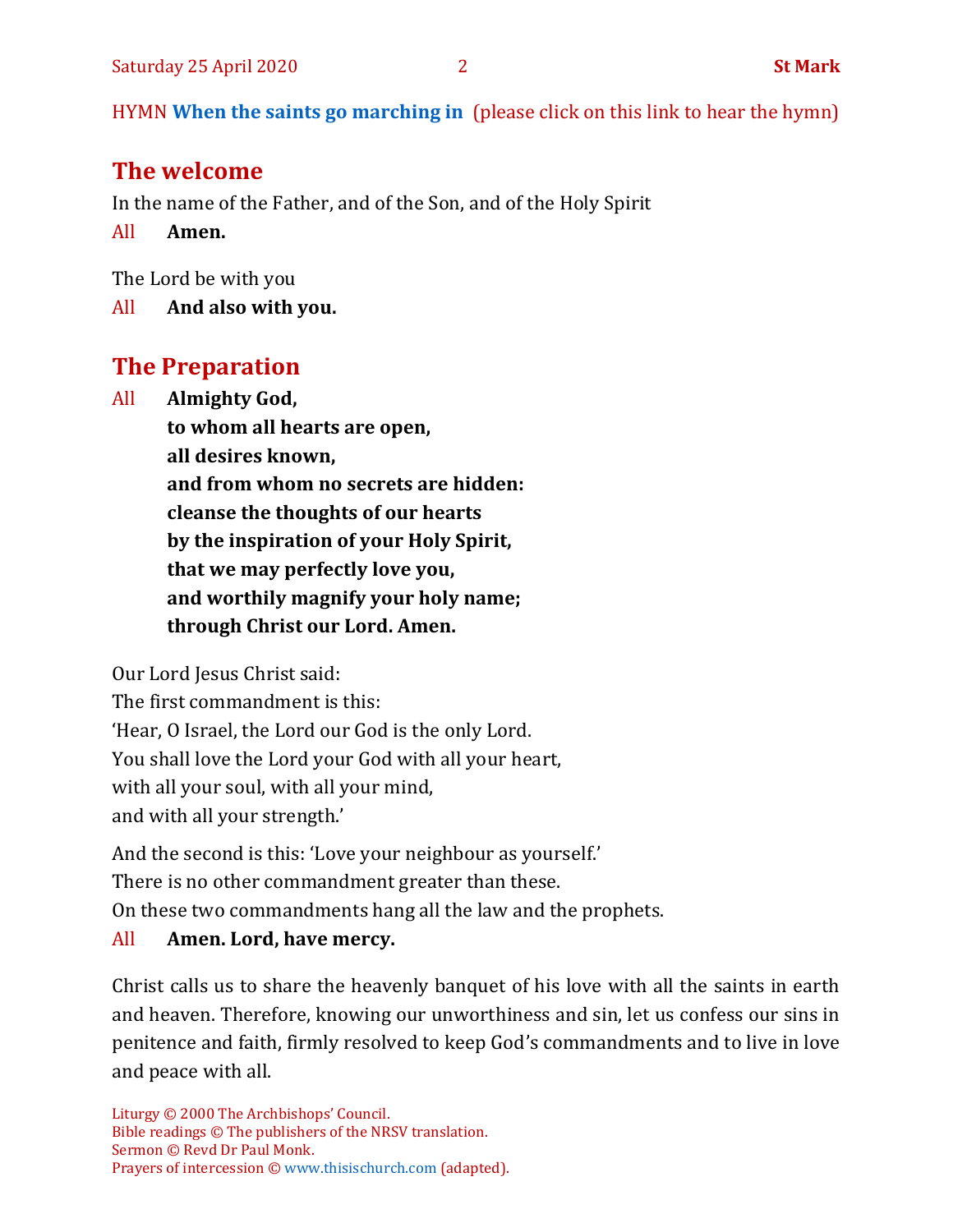HYMN **When the saints go marching in** (please click on this link to hear the hymn)

## The welcome

In the name of the Father, and of the Son, and of the Holy Spirit

All **Amen.**

The Lord be with you

All **And also with you.**

## The Preparation

All **Almighty God,**
**to whom all hearts are open,**
**all desires known,**
**and from whom no secrets are hidden:**
**cleanse the thoughts of our hearts**
**by the inspiration of your Holy Spirit,**
**that we may perfectly love you,**
**and worthily magnify your holy name;**
**through Christ our Lord. Amen.**

Our Lord Jesus Christ said:
The first commandment is this:
'Hear, O Israel, the Lord our God is the only Lord.
You shall love the Lord your God with all your heart,
with all your soul, with all your mind,
and with all your strength.'

And the second is this: 'Love your neighbour as yourself.'
There is no other commandment greater than these.
On these two commandments hang all the law and the prophets.

All **Amen. Lord, have mercy.**

Christ calls us to share the heavenly banquet of his love with all the saints in earth and heaven. Therefore, knowing our unworthiness and sin, let us confess our sins in penitence and faith, firmly resolved to keep God's commandments and to live in love and peace with all.

Liturgy © 2000 The Archbishops' Council.
Bible readings © The publishers of the NRSV translation.
Sermon © Revd Dr Paul Monk.
Prayers of intercession © www.thisischurch.com (adapted).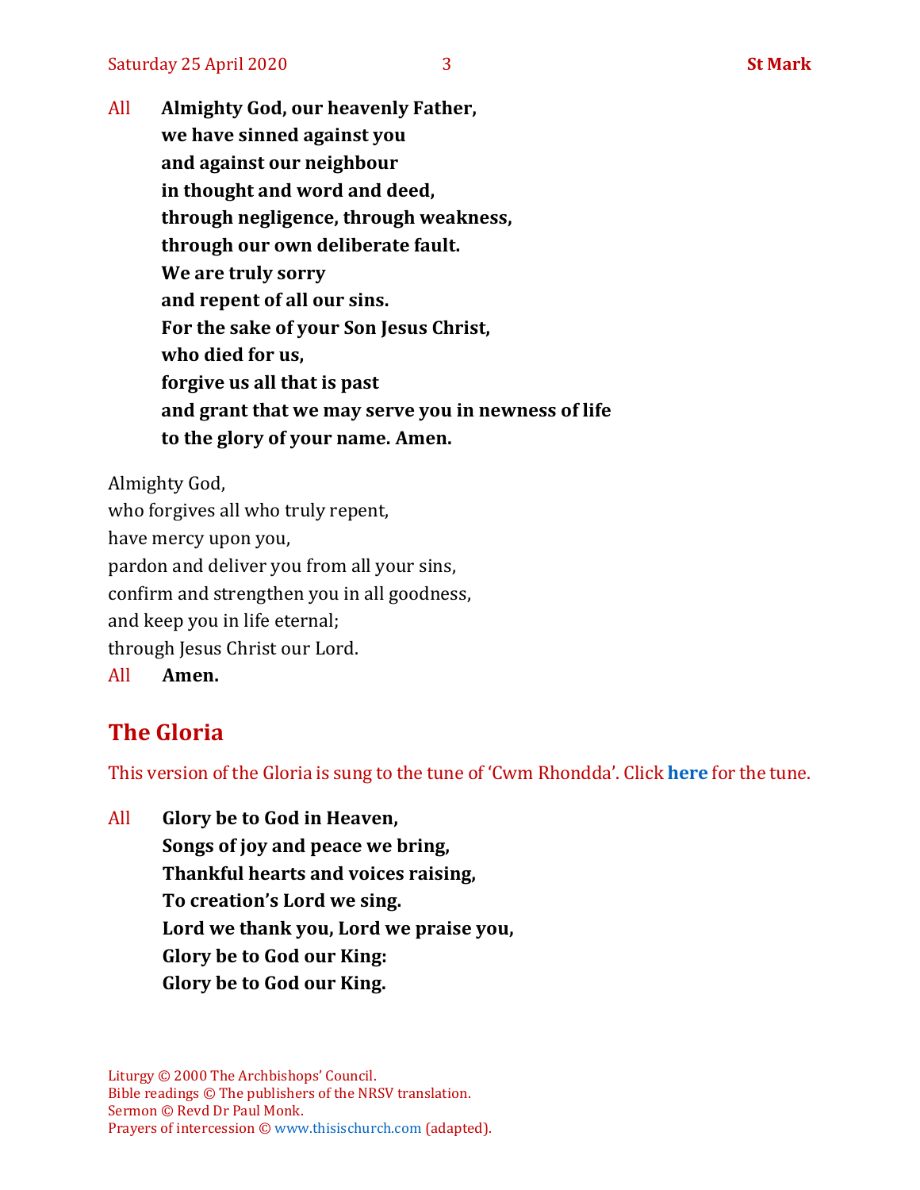All **Almighty God, our heavenly Father,**
**we have sinned against you**
**and against our neighbour**
**in thought and word and deed,**
**through negligence, through weakness,**
**through our own deliberate fault.**
**We are truly sorry**
**and repent of all our sins.**
**For the sake of your Son Jesus Christ,**
**who died for us,**
**forgive us all that is past**
**and grant that we may serve you in newness of life**
**to the glory of your name. Amen.**

Almighty God,
who forgives all who truly repent,
have mercy upon you,
pardon and deliver you from all your sins,
confirm and strengthen you in all goodness,
and keep you in life eternal;
through Jesus Christ our Lord.
All **Amen.**

## The Gloria

This version of the Gloria is sung to the tune of 'Cwm Rhondda'. Click **here** for the tune.

All **Glory be to God in Heaven,**
**Songs of joy and peace we bring,**
**Thankful hearts and voices raising,**
**To creation's Lord we sing.**
**Lord we thank you, Lord we praise you,**
**Glory be to God our King:**
**Glory be to God our King.**

Liturgy © 2000 The Archbishops' Council.
Bible readings © The publishers of the NRSV translation.
Sermon © Revd Dr Paul Monk.
Prayers of intercession © www.thisischurch.com (adapted).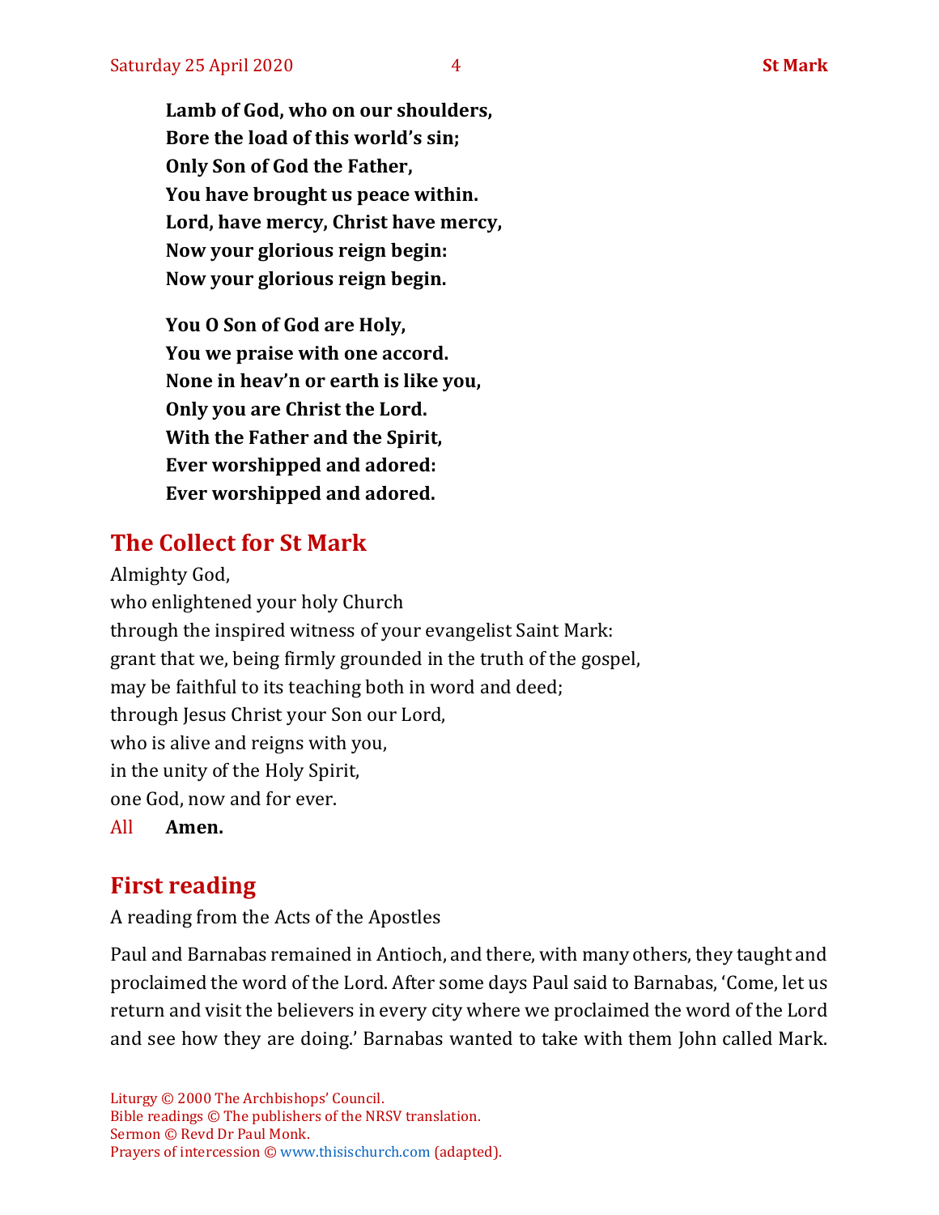**Lamb of God, who on our shoulders,**
**Bore the load of this world's sin;**
**Only Son of God the Father,**
**You have brought us peace within.**
**Lord, have mercy, Christ have mercy,**
**Now your glorious reign begin:**
**Now your glorious reign begin.**

**You O Son of God are Holy,**
**You we praise with one accord.**
**None in heav'n or earth is like you,**
**Only you are Christ the Lord.**
**With the Father and the Spirit,**
**Ever worshipped and adored:**
**Ever worshipped and adored.**

## The Collect for St Mark

Almighty God,
who enlightened your holy Church
through the inspired witness of your evangelist Saint Mark:
grant that we, being firmly grounded in the truth of the gospel,
may be faithful to its teaching both in word and deed;
through Jesus Christ your Son our Lord,
who is alive and reigns with you,
in the unity of the Holy Spirit,
one God, now and for ever.

All **Amen.**

## First reading

A reading from the Acts of the Apostles

Paul and Barnabas remained in Antioch, and there, with many others, they taught and proclaimed the word of the Lord. After some days Paul said to Barnabas, 'Come, let us return and visit the believers in every city where we proclaimed the word of the Lord and see how they are doing.' Barnabas wanted to take with them John called Mark.

Liturgy © 2000 The Archbishops' Council.
Bible readings © The publishers of the NRSV translation.
Sermon © Revd Dr Paul Monk.
Prayers of intercession © www.thisischurch.com (adapted).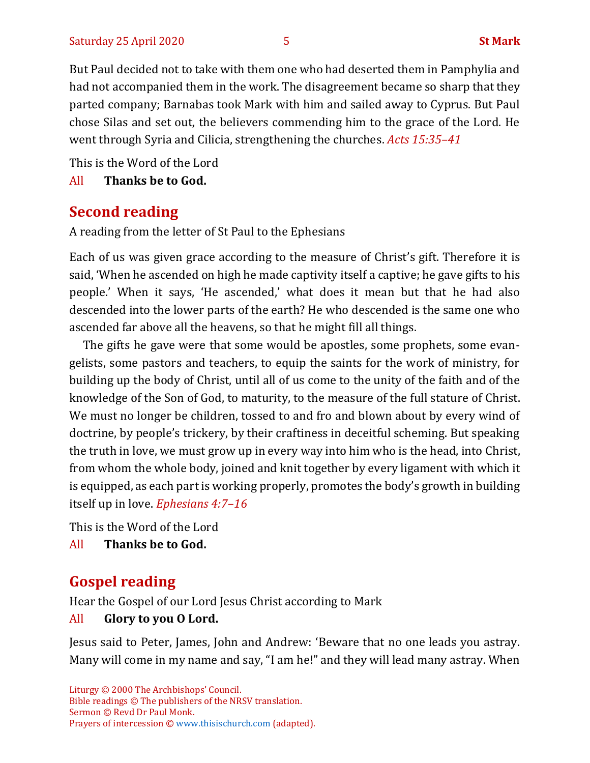But Paul decided not to take with them one who had deserted them in Pamphylia and had not accompanied them in the work. The disagreement became so sharp that they parted company; Barnabas took Mark with him and sailed away to Cyprus. But Paul chose Silas and set out, the believers commending him to the grace of the Lord. He went through Syria and Cilicia, strengthening the churches. *Acts 15:35–41*

This is the Word of the Lord

All **Thanks be to God.**

## Second reading

A reading from the letter of St Paul to the Ephesians

Each of us was given grace according to the measure of Christ's gift. Therefore it is said, 'When he ascended on high he made captivity itself a captive; he gave gifts to his people.' When it says, 'He ascended,' what does it mean but that he had also descended into the lower parts of the earth? He who descended is the same one who ascended far above all the heavens, so that he might fill all things.

The gifts he gave were that some would be apostles, some prophets, some evangelists, some pastors and teachers, to equip the saints for the work of ministry, for building up the body of Christ, until all of us come to the unity of the faith and of the knowledge of the Son of God, to maturity, to the measure of the full stature of Christ. We must no longer be children, tossed to and fro and blown about by every wind of doctrine, by people's trickery, by their craftiness in deceitful scheming. But speaking the truth in love, we must grow up in every way into him who is the head, into Christ, from whom the whole body, joined and knit together by every ligament with which it is equipped, as each part is working properly, promotes the body's growth in building itself up in love. *Ephesians 4:7–16*

This is the Word of the Lord

All **Thanks be to God.**

## Gospel reading

Hear the Gospel of our Lord Jesus Christ according to Mark

All **Glory to you O Lord.**

Jesus said to Peter, James, John and Andrew: 'Beware that no one leads you astray. Many will come in my name and say, "I am he!" and they will lead many astray. When

Liturgy © 2000 The Archbishops' Council.
Bible readings © The publishers of the NRSV translation.
Sermon © Revd Dr Paul Monk.
Prayers of intercession © www.thisischurch.com (adapted).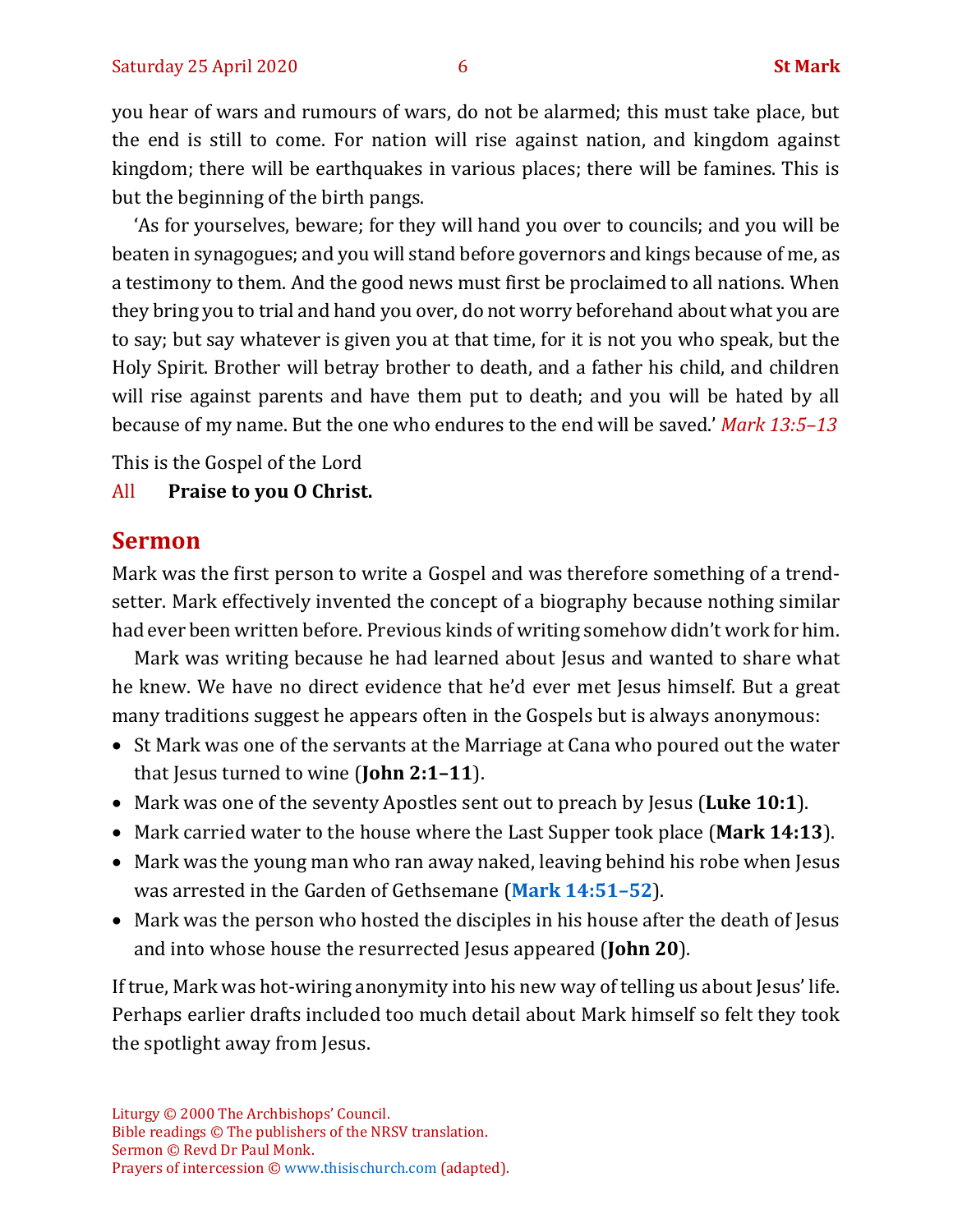you hear of wars and rumours of wars, do not be alarmed; this must take place, but the end is still to come. For nation will rise against nation, and kingdom against kingdom; there will be earthquakes in various places; there will be famines. This is but the beginning of the birth pangs.

'As for yourselves, beware; for they will hand you over to councils; and you will be beaten in synagogues; and you will stand before governors and kings because of me, as a testimony to them. And the good news must first be proclaimed to all nations. When they bring you to trial and hand you over, do not worry beforehand about what you are to say; but say whatever is given you at that time, for it is not you who speak, but the Holy Spirit. Brother will betray brother to death, and a father his child, and children will rise against parents and have them put to death; and you will be hated by all because of my name. But the one who endures to the end will be saved.' *Mark 13:5–13*

This is the Gospel of the Lord

All **Praise to you O Christ.**

## Sermon

Mark was the first person to write a Gospel and was therefore something of a trend-setter. Mark effectively invented the concept of a biography because nothing similar had ever been written before. Previous kinds of writing somehow didn't work for him.

Mark was writing because he had learned about Jesus and wanted to share what he knew. We have no direct evidence that he'd ever met Jesus himself. But a great many traditions suggest he appears often in the Gospels but is always anonymous:

- St Mark was one of the servants at the Marriage at Cana who poured out the water that Jesus turned to wine (**John 2:1–11**).
- Mark was one of the seventy Apostles sent out to preach by Jesus (**Luke 10:1**).
- Mark carried water to the house where the Last Supper took place (**Mark 14:13**).
- Mark was the young man who ran away naked, leaving behind his robe when Jesus was arrested in the Garden of Gethsemane (**Mark 14:51–52**).
- Mark was the person who hosted the disciples in his house after the death of Jesus and into whose house the resurrected Jesus appeared (**John 20**).

If true, Mark was hot-wiring anonymity into his new way of telling us about Jesus' life. Perhaps earlier drafts included too much detail about Mark himself so felt they took the spotlight away from Jesus.

Liturgy © 2000 The Archbishops' Council.
Bible readings © The publishers of the NRSV translation.
Sermon © Revd Dr Paul Monk.
Prayers of intercession © www.thisischurch.com (adapted).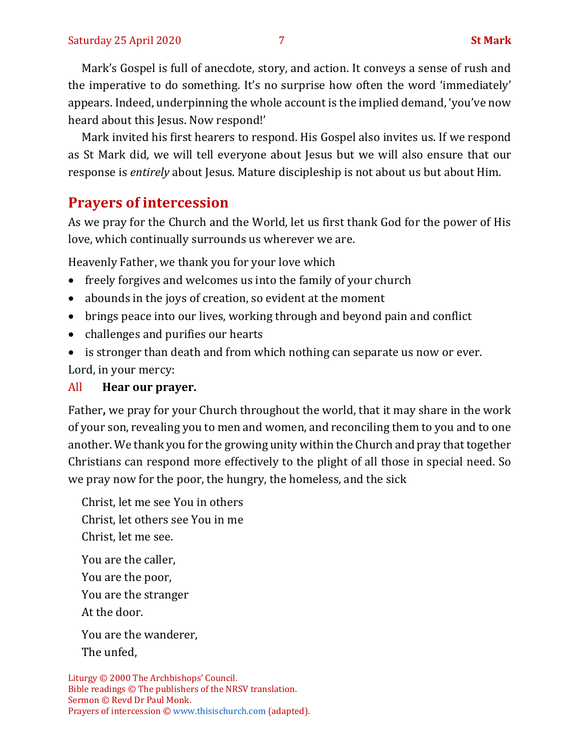Mark's Gospel is full of anecdote, story, and action. It conveys a sense of rush and the imperative to do something. It's no surprise how often the word 'immediately' appears. Indeed, underpinning the whole account is the implied demand, 'you've now heard about this Jesus. Now respond!'

Mark invited his first hearers to respond. His Gospel also invites us. If we respond as St Mark did, we will tell everyone about Jesus but we will also ensure that our response is *entirely* about Jesus. Mature discipleship is not about us but about Him.

## Prayers of intercession

As we pray for the Church and the World, let us first thank God for the power of His love, which continually surrounds us wherever we are.

Heavenly Father, we thank you for your love which

- freely forgives and welcomes us into the family of your church
- abounds in the joys of creation, so evident at the moment
- brings peace into our lives, working through and beyond pain and conflict
- challenges and purifies our hearts
- is stronger than death and from which nothing can separate us now or ever.

Lord, in your mercy:

All **Hear our prayer.**

Father**,** we pray for your Church throughout the world, that it may share in the work of your son, revealing you to men and women, and reconciling them to you and to one another. We thank you for the growing unity within the Church and pray that together Christians can respond more effectively to the plight of all those in special need. So we pray now for the poor, the hungry, the homeless, and the sick

Christ, let me see You in others
Christ, let others see You in me
Christ, let me see.

You are the caller,
You are the poor,
You are the stranger
At the door.

You are the wanderer,
The unfed,

Liturgy © 2000 The Archbishops' Council.
Bible readings © The publishers of the NRSV translation.
Sermon © Revd Dr Paul Monk.
Prayers of intercession © www.thisischurch.com (adapted).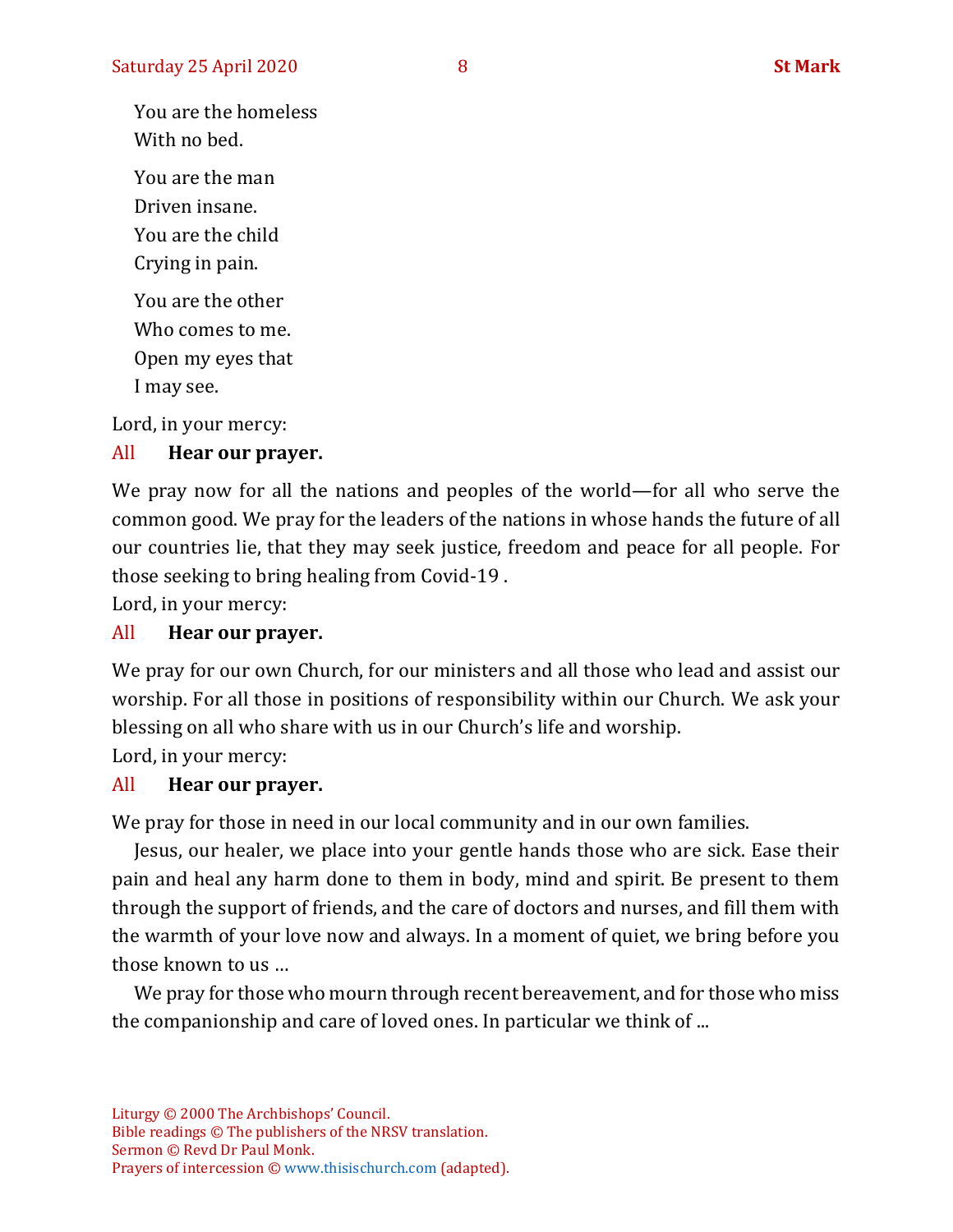You are the homeless  
With no bed.

You are the man  
Driven insane.  
You are the child  
Crying in pain.

You are the other  
Who comes to me.  
Open my eyes that  
I may see.

Lord, in your mercy:

All **Hear our prayer.**

We pray now for all the nations and peoples of the world—for all who serve the common good. We pray for the leaders of the nations in whose hands the future of all our countries lie, that they may seek justice, freedom and peace for all people. For those seeking to bring healing from Covid-19 .  
Lord, in your mercy:

All **Hear our prayer.**

We pray for our own Church, for our ministers and all those who lead and assist our worship. For all those in positions of responsibility within our Church. We ask your blessing on all who share with us in our Church's life and worship.  
Lord, in your mercy:

All **Hear our prayer.**

We pray for those in need in our local community and in our own families.

Jesus, our healer, we place into your gentle hands those who are sick. Ease their pain and heal any harm done to them in body, mind and spirit. Be present to them through the support of friends, and the care of doctors and nurses, and fill them with the warmth of your love now and always. In a moment of quiet, we bring before you those known to us …

We pray for those who mourn through recent bereavement, and for those who miss the companionship and care of loved ones. In particular we think of ...

Liturgy © 2000 The Archbishops' Council.  
Bible readings © The publishers of the NRSV translation.  
Sermon © Revd Dr Paul Monk.  
Prayers of intercession © www.thisischurch.com (adapted).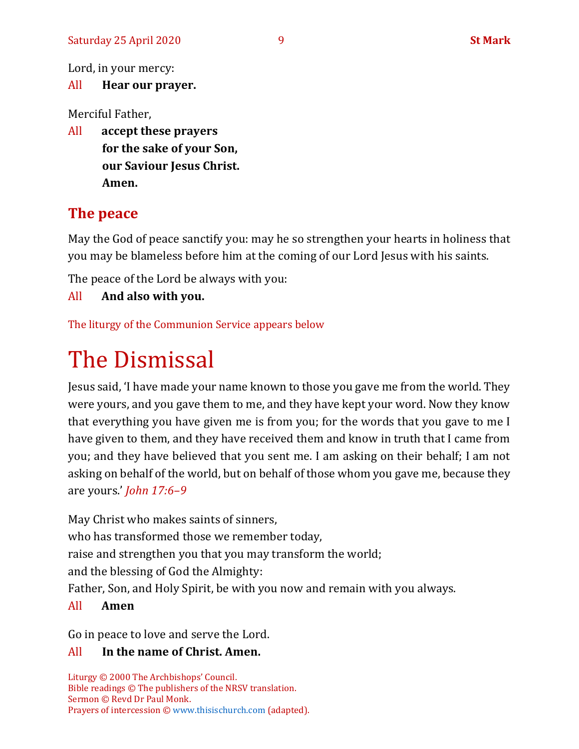Lord, in your mercy:

All **Hear our prayer.**

Merciful Father,

All **accept these prayers**
**for the sake of your Son,**
**our Saviour Jesus Christ.**
**Amen.**

## The peace

May the God of peace sanctify you: may he so strengthen your hearts in holiness that you may be blameless before him at the coming of our Lord Jesus with his saints.

The peace of the Lord be always with you:

All **And also with you.**

The liturgy of the Communion Service appears below

# The Dismissal

Jesus said, 'I have made your name known to those you gave me from the world. They were yours, and you gave them to me, and they have kept your word. Now they know that everything you have given me is from you; for the words that you gave to me I have given to them, and they have received them and know in truth that I came from you; and they have believed that you sent me. I am asking on their behalf; I am not asking on behalf of the world, but on behalf of those whom you gave me, because they are yours.' *John 17:6–9*

May Christ who makes saints of sinners,
who has transformed those we remember today,
raise and strengthen you that you may transform the world;
and the blessing of God the Almighty:
Father, Son, and Holy Spirit, be with you now and remain with you always.

All **Amen**

Go in peace to love and serve the Lord.

All **In the name of Christ. Amen.**

Liturgy © 2000 The Archbishops' Council.
Bible readings © The publishers of the NRSV translation.
Sermon © Revd Dr Paul Monk.
Prayers of intercession © www.thisischurch.com (adapted).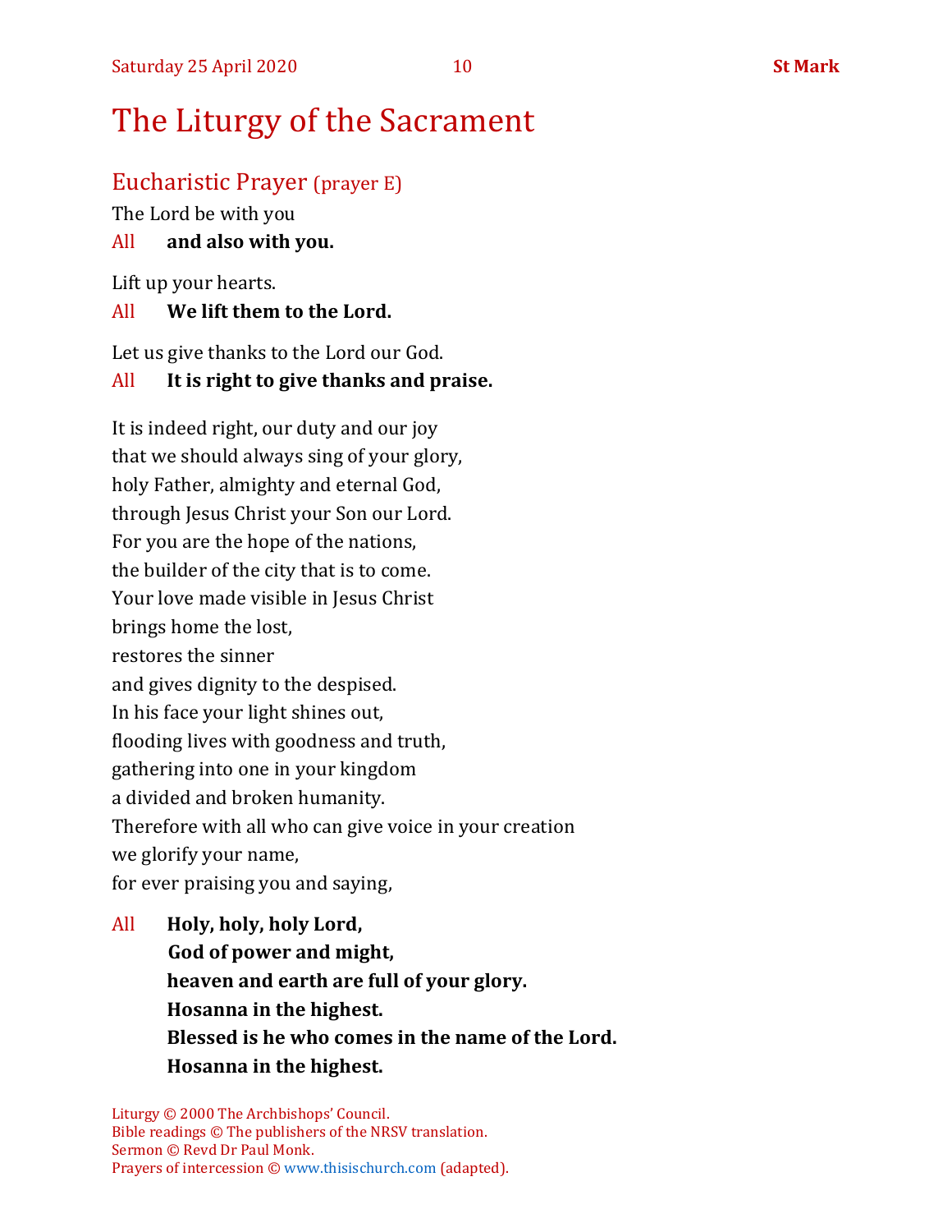# The Liturgy of the Sacrament

## Eucharistic Prayer (prayer E)

The Lord be with you

All **and also with you.**

Lift up your hearts.

All **We lift them to the Lord.**

Let us give thanks to the Lord our God.

All **It is right to give thanks and praise.**

It is indeed right, our duty and our joy
that we should always sing of your glory,
holy Father, almighty and eternal God,
through Jesus Christ your Son our Lord.
For you are the hope of the nations,
the builder of the city that is to come.
Your love made visible in Jesus Christ
brings home the lost,
restores the sinner
and gives dignity to the despised.
In his face your light shines out,
flooding lives with goodness and truth,
gathering into one in your kingdom
a divided and broken humanity.
Therefore with all who can give voice in your creation
we glorify your name,
for ever praising you and saying,

All **Holy, holy, holy Lord,**
**God of power and might,**
**heaven and earth are full of your glory.**
**Hosanna in the highest.**
**Blessed is he who comes in the name of the Lord.**
**Hosanna in the highest.**

Liturgy © 2000 The Archbishops' Council.
Bible readings © The publishers of the NRSV translation.
Sermon © Revd Dr Paul Monk.
Prayers of intercession © www.thisischurch.com (adapted).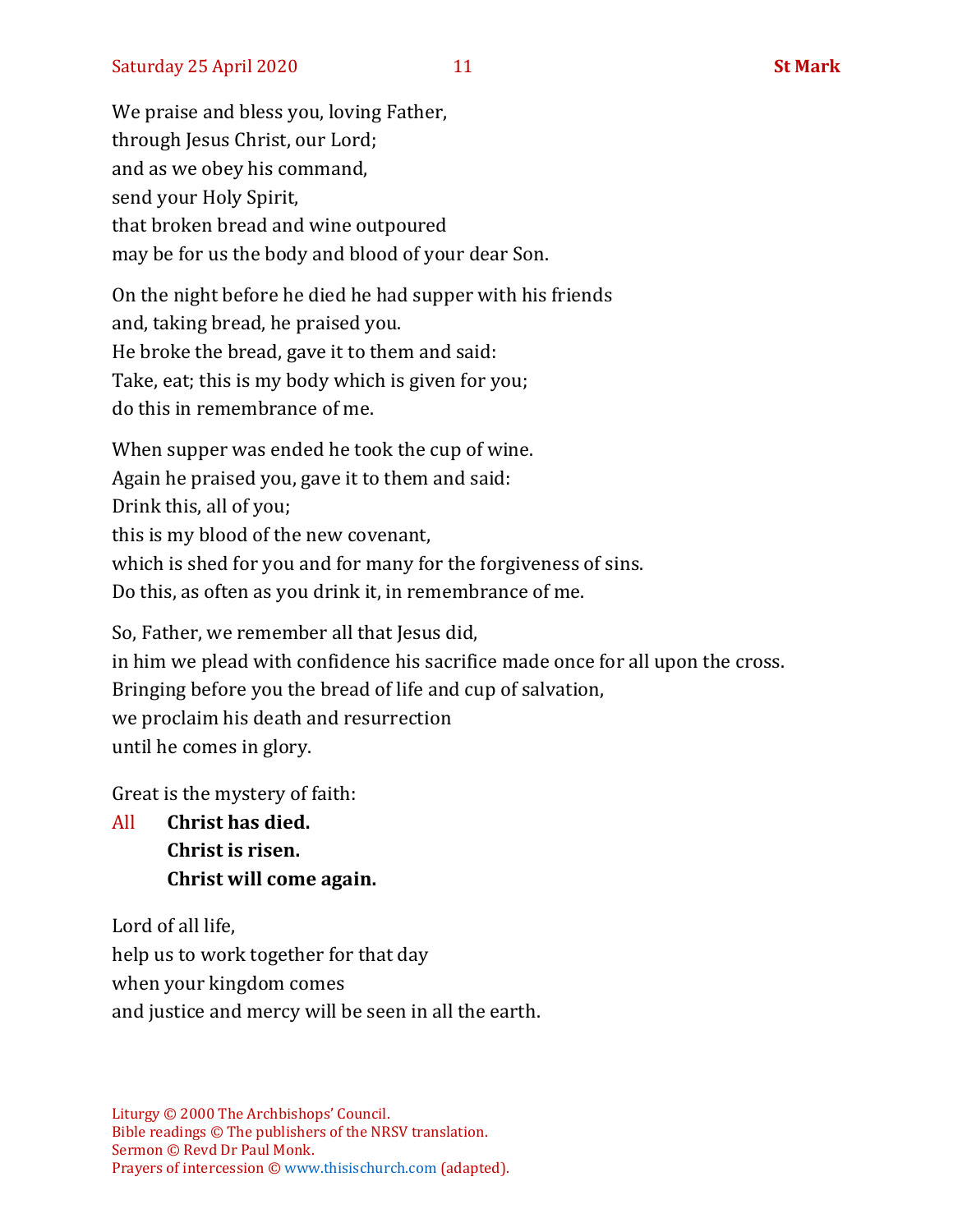We praise and bless you, loving Father,
through Jesus Christ, our Lord;
and as we obey his command,
send your Holy Spirit,
that broken bread and wine outpoured
may be for us the body and blood of your dear Son.

On the night before he died he had supper with his friends
and, taking bread, he praised you.
He broke the bread, gave it to them and said:
Take, eat; this is my body which is given for you;
do this in remembrance of me.

When supper was ended he took the cup of wine.
Again he praised you, gave it to them and said:
Drink this, all of you;
this is my blood of the new covenant,
which is shed for you and for many for the forgiveness of sins.
Do this, as often as you drink it, in remembrance of me.

So, Father, we remember all that Jesus did,
in him we plead with confidence his sacrifice made once for all upon the cross.
Bringing before you the bread of life and cup of salvation,
we proclaim his death and resurrection
until he comes in glory.

Great is the mystery of faith:

All **Christ has died.**
**Christ is risen.**
**Christ will come again.**

Lord of all life,
help us to work together for that day
when your kingdom comes
and justice and mercy will be seen in all the earth.

Liturgy © 2000 The Archbishops' Council.
Bible readings © The publishers of the NRSV translation.
Sermon © Revd Dr Paul Monk.
Prayers of intercession © www.thisischurch.com (adapted).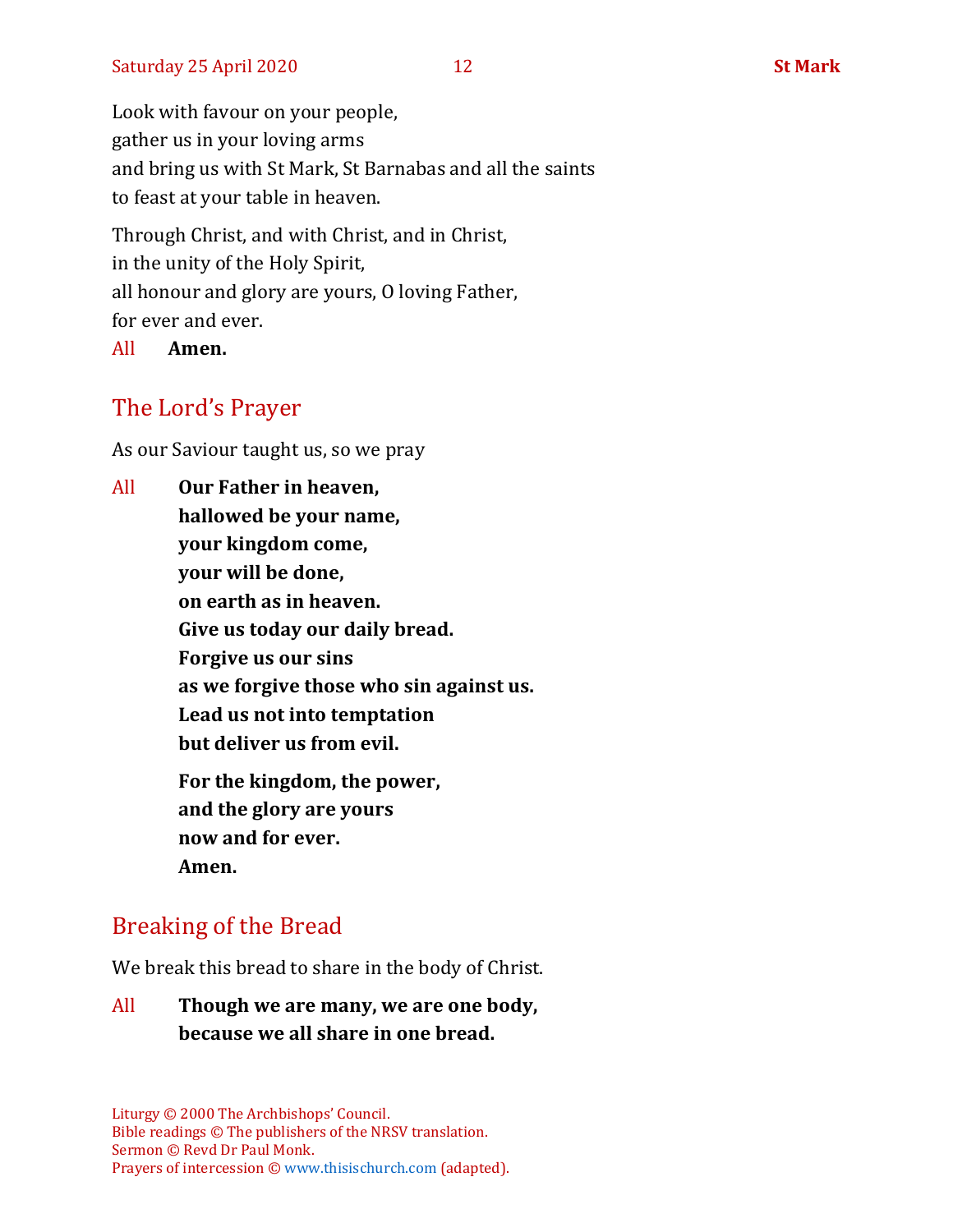Look with favour on your people,
gather us in your loving arms
and bring us with St Mark, St Barnabas and all the saints
to feast at your table in heaven.

Through Christ, and with Christ, and in Christ,
in the unity of the Holy Spirit,
all honour and glory are yours, O loving Father,
for ever and ever.

All **Amen.**

## The Lord's Prayer

As our Saviour taught us, so we pray

All **Our Father in heaven,**
**hallowed be your name,**
**your kingdom come,**
**your will be done,**
**on earth as in heaven.**
**Give us today our daily bread.**
**Forgive us our sins**
**as we forgive those who sin against us.**
**Lead us not into temptation**
**but deliver us from evil.**

**For the kingdom, the power,**
**and the glory are yours**
**now and for ever.**
**Amen.**

## Breaking of the Bread

We break this bread to share in the body of Christ.

All **Though we are many, we are one body,**
**because we all share in one bread.**

Liturgy © 2000 The Archbishops' Council.
Bible readings © The publishers of the NRSV translation.
Sermon © Revd Dr Paul Monk.
Prayers of intercession © www.thisischurch.com (adapted).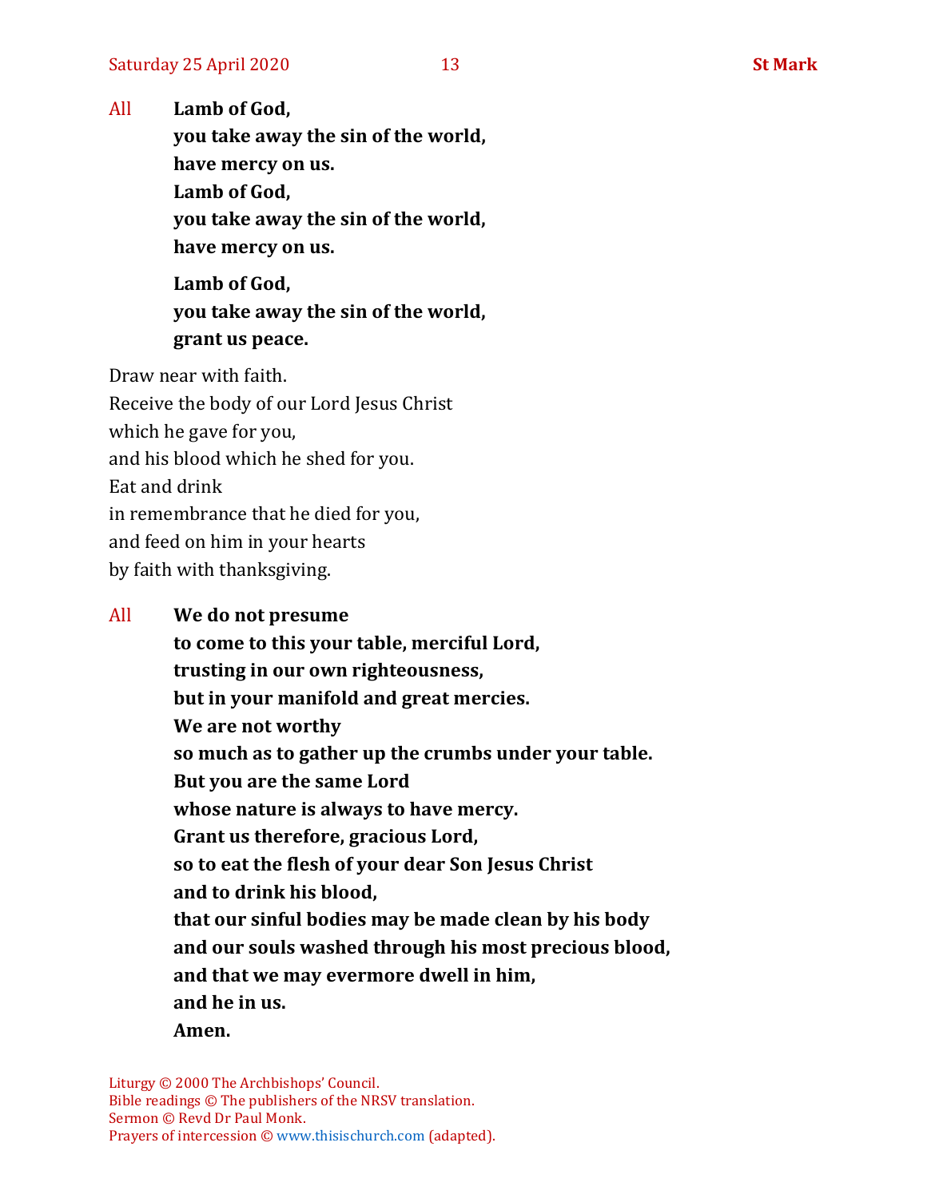All **Lamb of God,**
**you take away the sin of the world,**
**have mercy on us.**
**Lamb of God,**
**you take away the sin of the world,**
**have mercy on us.**

**Lamb of God,**
**you take away the sin of the world,**
**grant us peace.**

Draw near with faith.
Receive the body of our Lord Jesus Christ
which he gave for you,
and his blood which he shed for you.
Eat and drink
in remembrance that he died for you,
and feed on him in your hearts
by faith with thanksgiving.

All **We do not presume**
**to come to this your table, merciful Lord,**
**trusting in our own righteousness,**
**but in your manifold and great mercies.**
**We are not worthy**
**so much as to gather up the crumbs under your table.**
**But you are the same Lord**
**whose nature is always to have mercy.**
**Grant us therefore, gracious Lord,**
**so to eat the flesh of your dear Son Jesus Christ**
**and to drink his blood,**
**that our sinful bodies may be made clean by his body**
**and our souls washed through his most precious blood,**
**and that we may evermore dwell in him,**
**and he in us.**
**Amen.**

Liturgy © 2000 The Archbishops' Council.
Bible readings © The publishers of the NRSV translation.
Sermon © Revd Dr Paul Monk.
Prayers of intercession © www.thisischurch.com (adapted).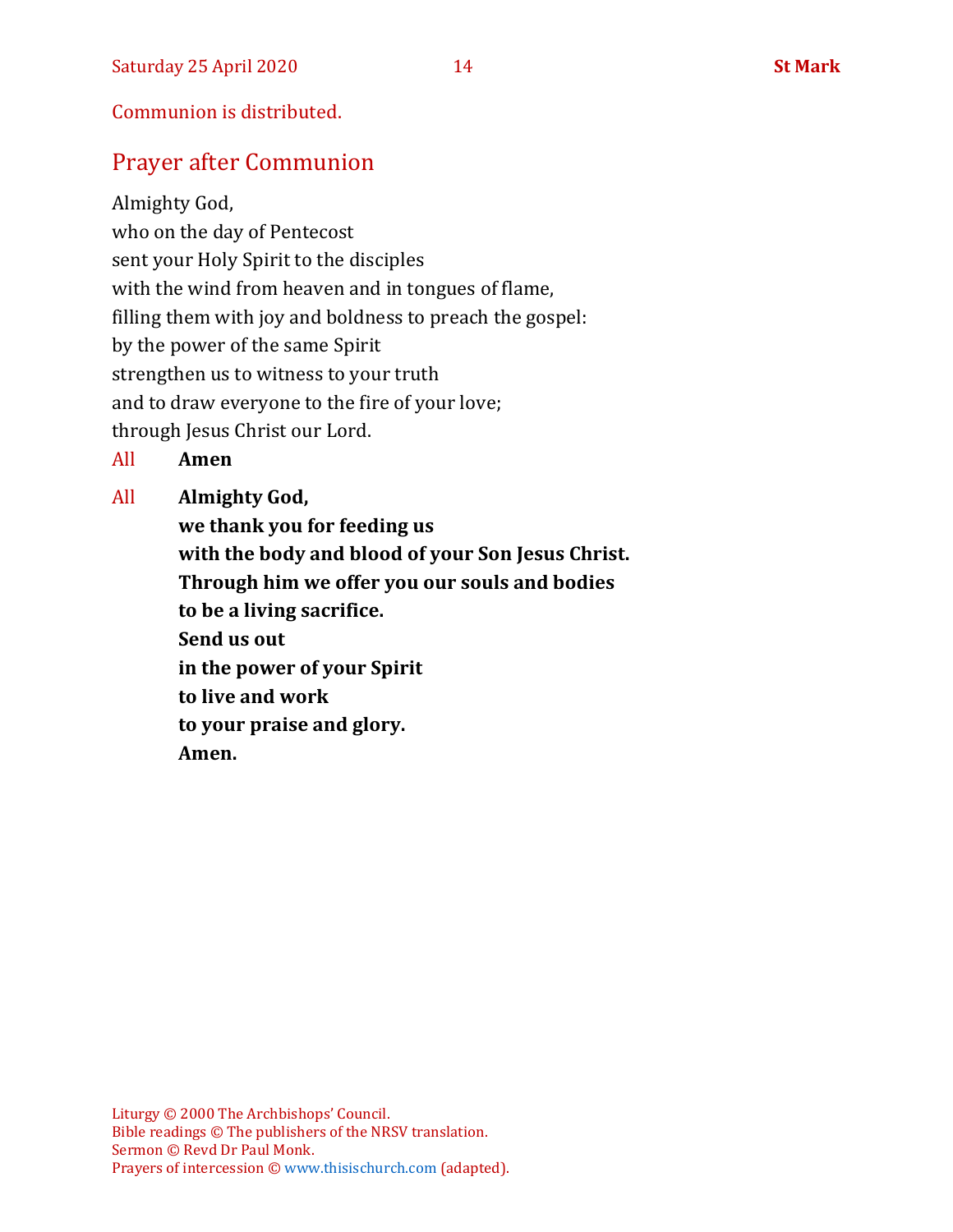Communion is distributed.

## Prayer after Communion

Almighty God,
who on the day of Pentecost
sent your Holy Spirit to the disciples
with the wind from heaven and in tongues of flame,
filling them with joy and boldness to preach the gospel:
by the power of the same Spirit
strengthen us to witness to your truth
and to draw everyone to the fire of your love;
through Jesus Christ our Lord.

All **Amen**

All **Almighty God,**
**we thank you for feeding us**
**with the body and blood of your Son Jesus Christ.**
**Through him we offer you our souls and bodies**
**to be a living sacrifice.**
**Send us out**
**in the power of your Spirit**
**to live and work**
**to your praise and glory.**
**Amen.**

Liturgy © 2000 The Archbishops' Council.
Bible readings © The publishers of the NRSV translation.
Sermon © Revd Dr Paul Monk.
Prayers of intercession © www.thisischurch.com (adapted).